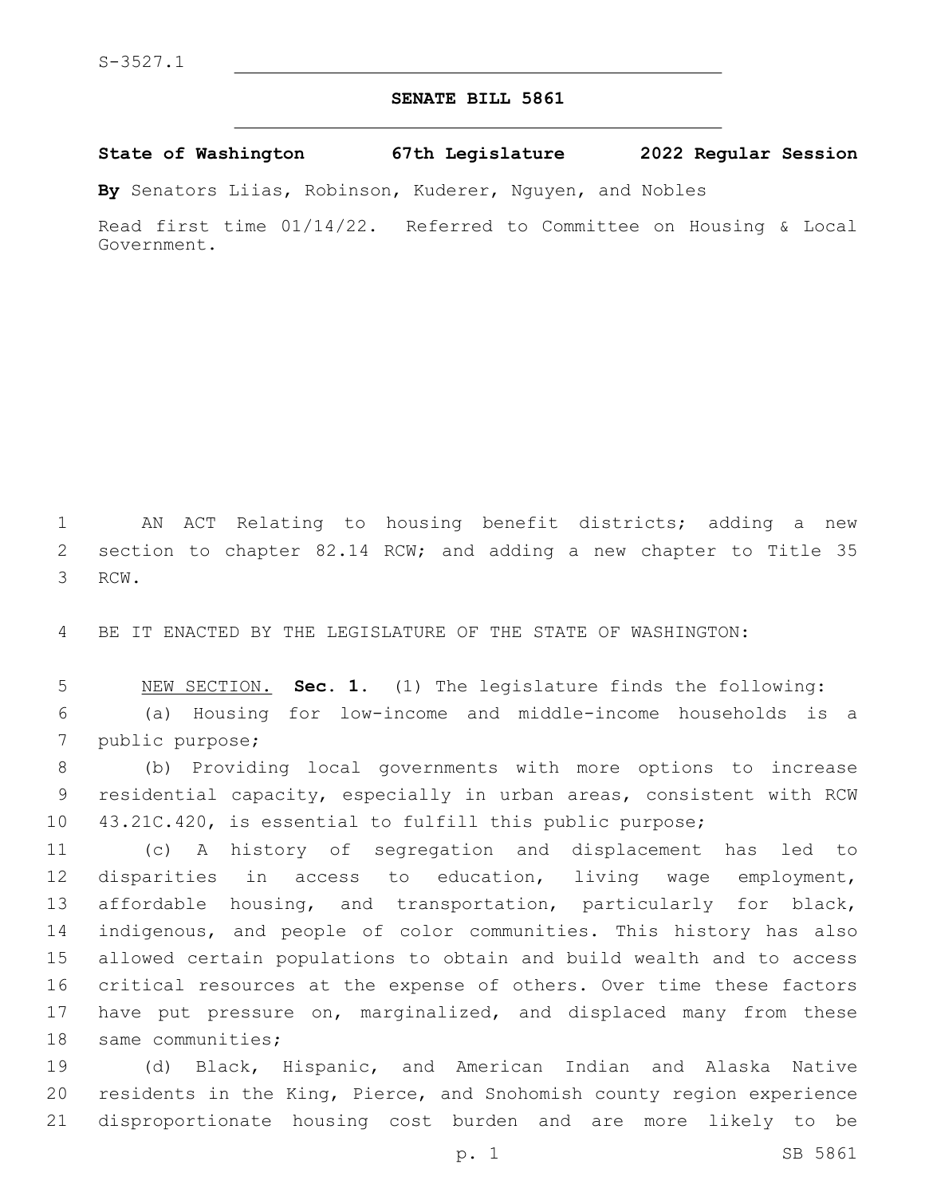S-3527.1

**SENATE BILL 5861**

**State of Washington 67th Legislature 2022 Regular Session**

**By** Senators Liias, Robinson, Kuderer, Nguyen, and Nobles

Read first time 01/14/22. Referred to Committee on Housing & Local Government.

AN ACT Relating to housing benefit districts; adding a new section to chapter 82.14 RCW; and adding a new chapter to Title 35 RCW.

BE IT ENACTED BY THE LEGISLATURE OF THE STATE OF WASHINGTON:

NEW SECTION. **Sec. 1.** (1) The legislature finds the following:

(a) Housing for low-income and middle-income households is a public purpose;

(b) Providing local governments with more options to increase residential capacity, especially in urban areas, consistent with RCW 43.21C.420, is essential to fulfill this public purpose;

(c) A history of segregation and displacement has led to disparities in access to education, living wage employment, affordable housing, and transportation, particularly for black, indigenous, and people of color communities. This history has also allowed certain populations to obtain and build wealth and to access critical resources at the expense of others. Over time these factors have put pressure on, marginalized, and displaced many from these same communities;

(d) Black, Hispanic, and American Indian and Alaska Native residents in the King, Pierce, and Snohomish county region experience disproportionate housing cost burden and are more likely to be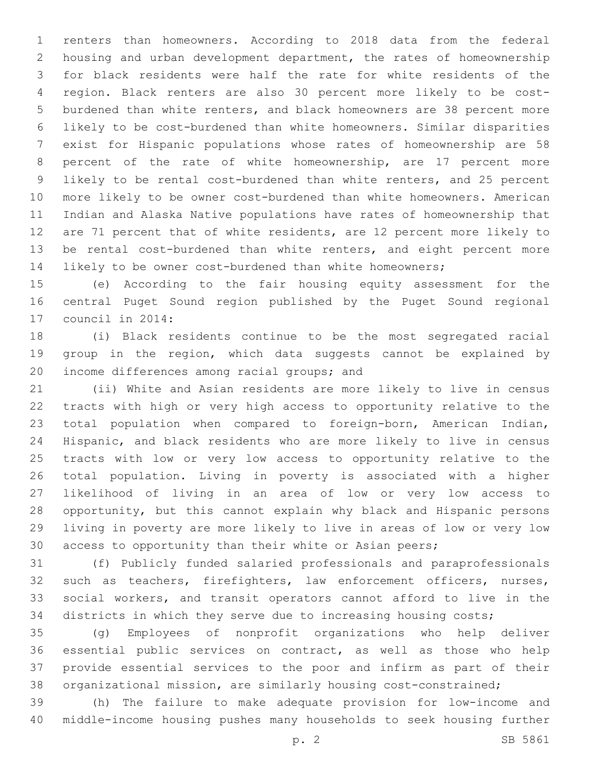renters than homeowners. According to 2018 data from the federal housing and urban development department, the rates of homeownership for black residents were half the rate for white residents of the region. Black renters are also 30 percent more likely to be cost-burdened than white renters, and black homeowners are 38 percent more likely to be cost-burdened than white homeowners. Similar disparities exist for Hispanic populations whose rates of homeownership are 58 percent of the rate of white homeownership, are 17 percent more likely to be rental cost-burdened than white renters, and 25 percent more likely to be owner cost-burdened than white homeowners. American Indian and Alaska Native populations have rates of homeownership that are 71 percent that of white residents, are 12 percent more likely to be rental cost-burdened than white renters, and eight percent more likely to be owner cost-burdened than white homeowners;

(e) According to the fair housing equity assessment for the central Puget Sound region published by the Puget Sound regional council in 2014:

(i) Black residents continue to be the most segregated racial group in the region, which data suggests cannot be explained by income differences among racial groups; and

(ii) White and Asian residents are more likely to live in census tracts with high or very high access to opportunity relative to the total population when compared to foreign-born, American Indian, Hispanic, and black residents who are more likely to live in census tracts with low or very low access to opportunity relative to the total population. Living in poverty is associated with a higher likelihood of living in an area of low or very low access to opportunity, but this cannot explain why black and Hispanic persons living in poverty are more likely to live in areas of low or very low access to opportunity than their white or Asian peers;

(f) Publicly funded salaried professionals and paraprofessionals such as teachers, firefighters, law enforcement officers, nurses, social workers, and transit operators cannot afford to live in the districts in which they serve due to increasing housing costs;

(g) Employees of nonprofit organizations who help deliver essential public services on contract, as well as those who help provide essential services to the poor and infirm as part of their organizational mission, are similarly housing cost-constrained;

(h) The failure to make adequate provision for low-income and middle-income housing pushes many households to seek housing further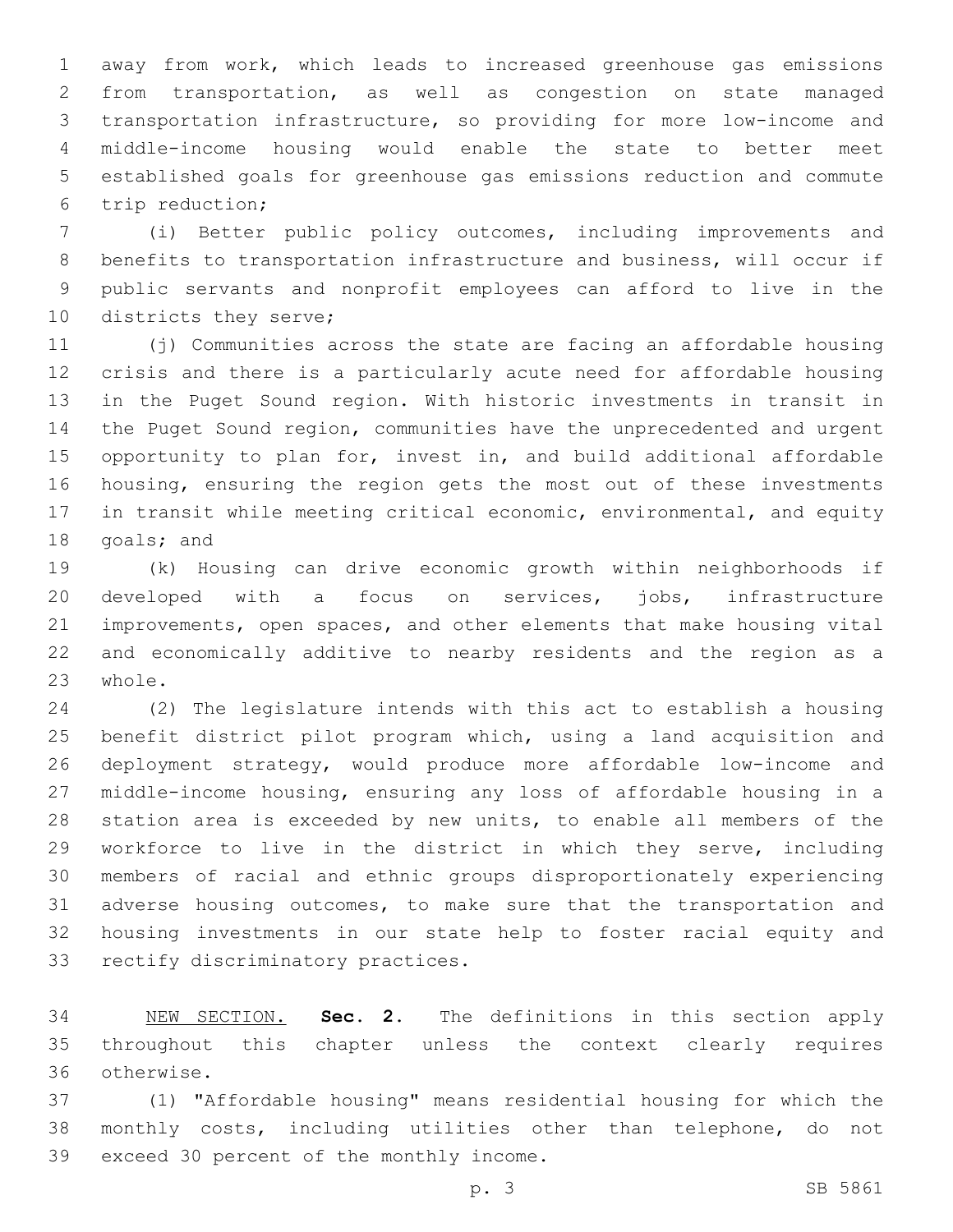away from work, which leads to increased greenhouse gas emissions from transportation, as well as congestion on state managed transportation infrastructure, so providing for more low-income and middle-income housing would enable the state to better meet established goals for greenhouse gas emissions reduction and commute trip reduction;

(i) Better public policy outcomes, including improvements and benefits to transportation infrastructure and business, will occur if public servants and nonprofit employees can afford to live in the districts they serve;

(j) Communities across the state are facing an affordable housing crisis and there is a particularly acute need for affordable housing in the Puget Sound region. With historic investments in transit in the Puget Sound region, communities have the unprecedented and urgent opportunity to plan for, invest in, and build additional affordable housing, ensuring the region gets the most out of these investments in transit while meeting critical economic, environmental, and equity goals; and

(k) Housing can drive economic growth within neighborhoods if developed with a focus on services, jobs, infrastructure improvements, open spaces, and other elements that make housing vital and economically additive to nearby residents and the region as a whole.

(2) The legislature intends with this act to establish a housing benefit district pilot program which, using a land acquisition and deployment strategy, would produce more affordable low-income and middle-income housing, ensuring any loss of affordable housing in a station area is exceeded by new units, to enable all members of the workforce to live in the district in which they serve, including members of racial and ethnic groups disproportionately experiencing adverse housing outcomes, to make sure that the transportation and housing investments in our state help to foster racial equity and rectify discriminatory practices.

NEW SECTION. **Sec. 2.** The definitions in this section apply throughout this chapter unless the context clearly requires otherwise.

(1) "Affordable housing" means residential housing for which the monthly costs, including utilities other than telephone, do not exceed 30 percent of the monthly income.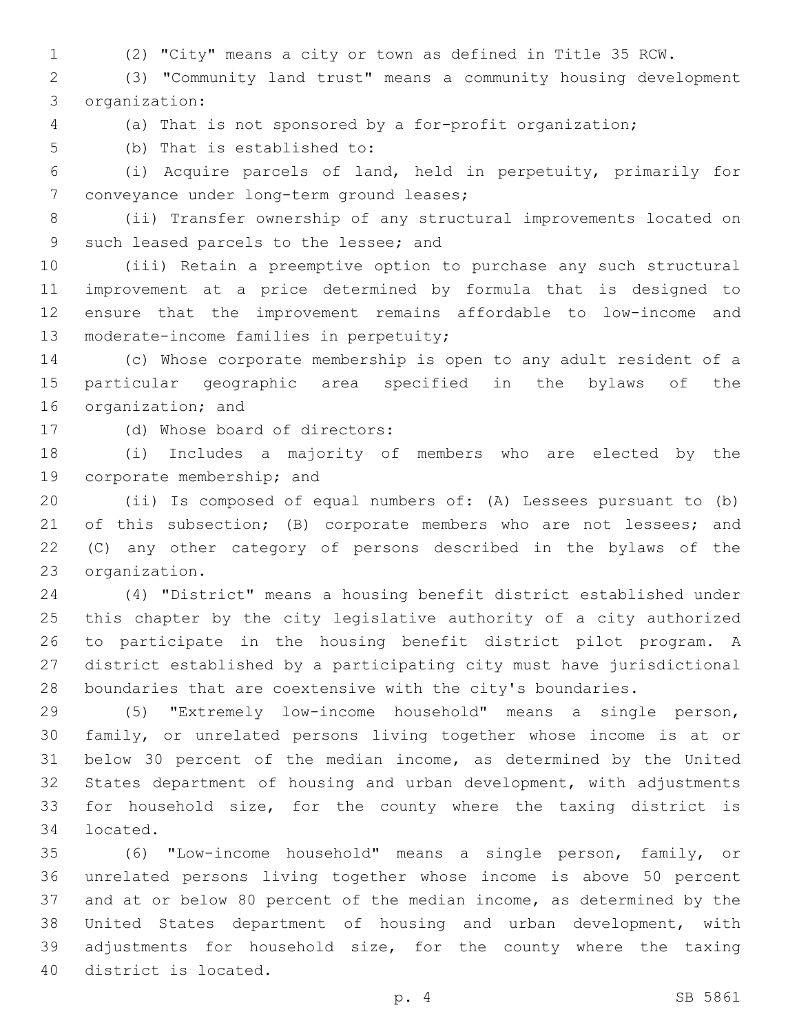(2) "City" means a city or town as defined in Title 35 RCW.

(3) "Community land trust" means a community housing development organization:

(a) That is not sponsored by a for-profit organization;

(b) That is established to:

(i) Acquire parcels of land, held in perpetuity, primarily for conveyance under long-term ground leases;

(ii) Transfer ownership of any structural improvements located on such leased parcels to the lessee; and

(iii) Retain a preemptive option to purchase any such structural improvement at a price determined by formula that is designed to ensure that the improvement remains affordable to low-income and moderate-income families in perpetuity;

(c) Whose corporate membership is open to any adult resident of a particular geographic area specified in the bylaws of the organization; and

(d) Whose board of directors:

(i) Includes a majority of members who are elected by the corporate membership; and

(ii) Is composed of equal numbers of: (A) Lessees pursuant to (b) of this subsection; (B) corporate members who are not lessees; and (C) any other category of persons described in the bylaws of the organization.

(4) "District" means a housing benefit district established under this chapter by the city legislative authority of a city authorized to participate in the housing benefit district pilot program. A district established by a participating city must have jurisdictional boundaries that are coextensive with the city's boundaries.

(5) "Extremely low-income household" means a single person, family, or unrelated persons living together whose income is at or below 30 percent of the median income, as determined by the United States department of housing and urban development, with adjustments for household size, for the county where the taxing district is located.

(6) "Low-income household" means a single person, family, or unrelated persons living together whose income is above 50 percent and at or below 80 percent of the median income, as determined by the United States department of housing and urban development, with adjustments for household size, for the county where the taxing district is located.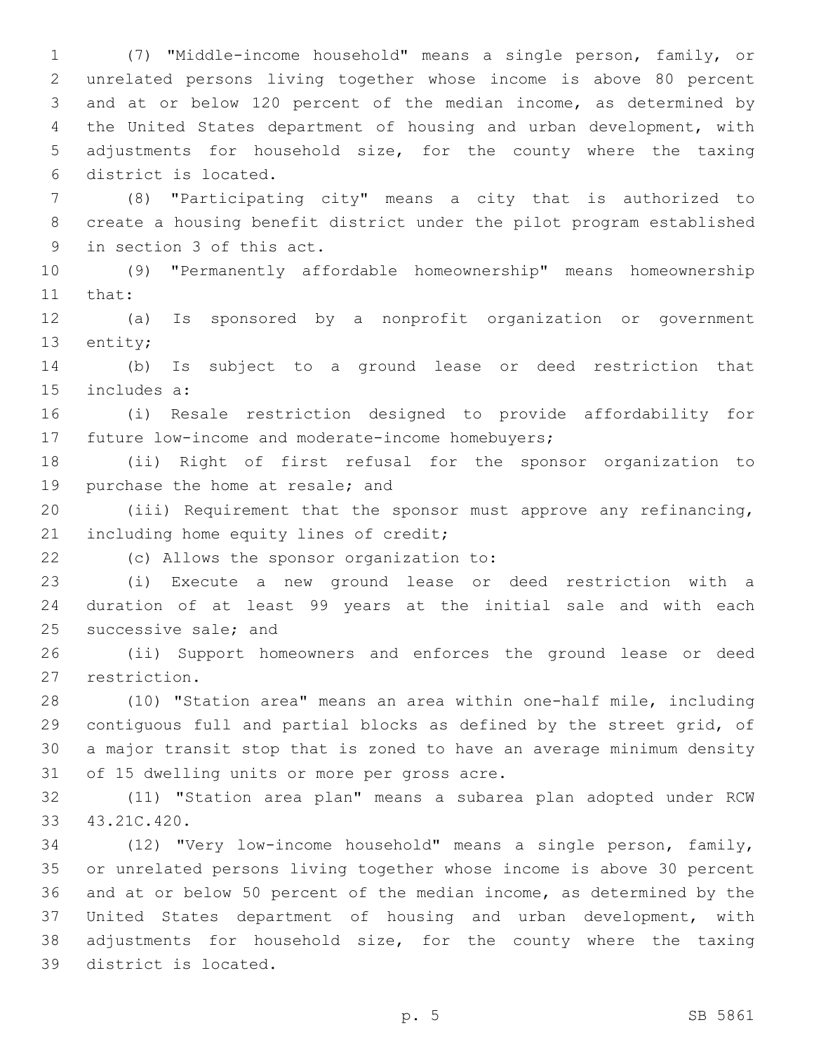(7) "Middle-income household" means a single person, family, or unrelated persons living together whose income is above 80 percent and at or below 120 percent of the median income, as determined by the United States department of housing and urban development, with adjustments for household size, for the county where the taxing district is located.

(8) "Participating city" means a city that is authorized to create a housing benefit district under the pilot program established in section 3 of this act.

(9) "Permanently affordable homeownership" means homeownership that:

(a) Is sponsored by a nonprofit organization or government entity;

(b) Is subject to a ground lease or deed restriction that includes a:

(i) Resale restriction designed to provide affordability for future low-income and moderate-income homebuyers;

(ii) Right of first refusal for the sponsor organization to purchase the home at resale; and

(iii) Requirement that the sponsor must approve any refinancing, including home equity lines of credit;

(c) Allows the sponsor organization to:

(i) Execute a new ground lease or deed restriction with a duration of at least 99 years at the initial sale and with each successive sale; and

(ii) Support homeowners and enforces the ground lease or deed restriction.

(10) "Station area" means an area within one-half mile, including contiguous full and partial blocks as defined by the street grid, of a major transit stop that is zoned to have an average minimum density of 15 dwelling units or more per gross acre.

(11) "Station area plan" means a subarea plan adopted under RCW 43.21C.420.

(12) "Very low-income household" means a single person, family, or unrelated persons living together whose income is above 30 percent and at or below 50 percent of the median income, as determined by the United States department of housing and urban development, with adjustments for household size, for the county where the taxing district is located.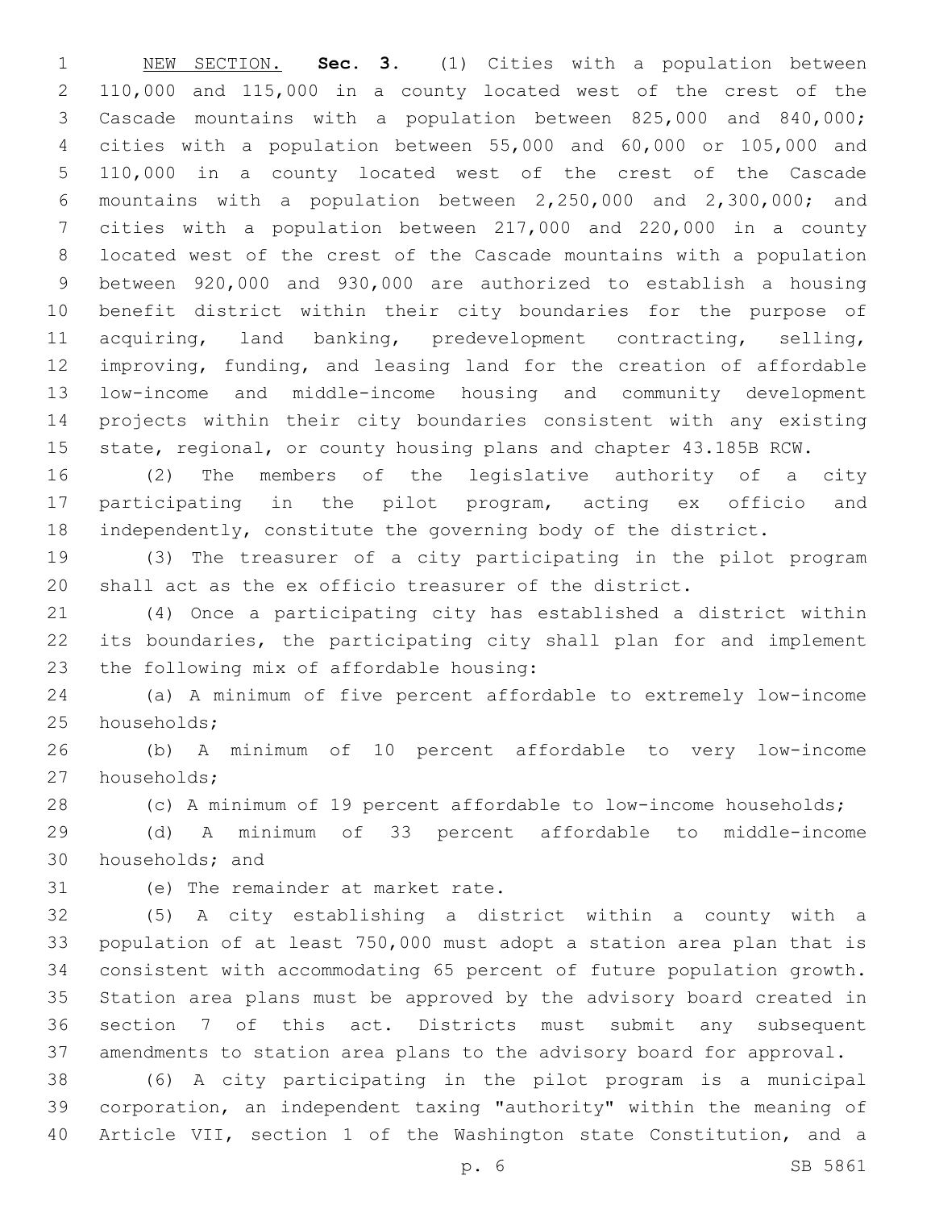NEW SECTION. **Sec. 3.** (1) Cities with a population between 110,000 and 115,000 in a county located west of the crest of the Cascade mountains with a population between 825,000 and 840,000; cities with a population between 55,000 and 60,000 or 105,000 and 110,000 in a county located west of the crest of the Cascade mountains with a population between 2,250,000 and 2,300,000; and cities with a population between 217,000 and 220,000 in a county located west of the crest of the Cascade mountains with a population between 920,000 and 930,000 are authorized to establish a housing benefit district within their city boundaries for the purpose of acquiring, land banking, predevelopment contracting, selling, improving, funding, and leasing land for the creation of affordable low-income and middle-income housing and community development projects within their city boundaries consistent with any existing state, regional, or county housing plans and chapter 43.185B RCW.

(2) The members of the legislative authority of a city participating in the pilot program, acting ex officio and independently, constitute the governing body of the district.

(3) The treasurer of a city participating in the pilot program shall act as the ex officio treasurer of the district.

(4) Once a participating city has established a district within its boundaries, the participating city shall plan for and implement the following mix of affordable housing:

(a) A minimum of five percent affordable to extremely low-income households;

(b) A minimum of 10 percent affordable to very low-income households;

(c) A minimum of 19 percent affordable to low-income households;

(d) A minimum of 33 percent affordable to middle-income households; and

(e) The remainder at market rate.

(5) A city establishing a district within a county with a population of at least 750,000 must adopt a station area plan that is consistent with accommodating 65 percent of future population growth. Station area plans must be approved by the advisory board created in section 7 of this act. Districts must submit any subsequent amendments to station area plans to the advisory board for approval.

(6) A city participating in the pilot program is a municipal corporation, an independent taxing "authority" within the meaning of Article VII, section 1 of the Washington state Constitution, and a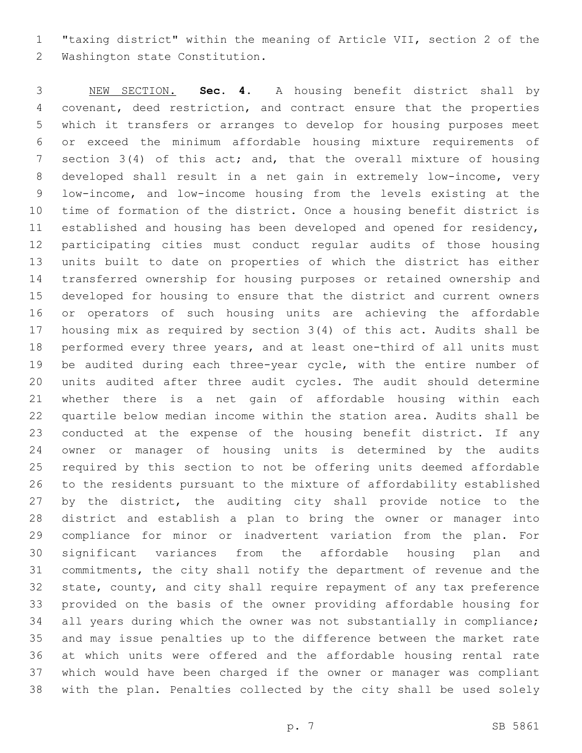"taxing district" within the meaning of Article VII, section 2 of the Washington state Constitution.

NEW SECTION. **Sec. 4.** A housing benefit district shall by covenant, deed restriction, and contract ensure that the properties which it transfers or arranges to develop for housing purposes meet or exceed the minimum affordable housing mixture requirements of section 3(4) of this act; and, that the overall mixture of housing developed shall result in a net gain in extremely low-income, very low-income, and low-income housing from the levels existing at the time of formation of the district. Once a housing benefit district is established and housing has been developed and opened for residency, participating cities must conduct regular audits of those housing units built to date on properties of which the district has either transferred ownership for housing purposes or retained ownership and developed for housing to ensure that the district and current owners or operators of such housing units are achieving the affordable housing mix as required by section 3(4) of this act. Audits shall be performed every three years, and at least one-third of all units must be audited during each three-year cycle, with the entire number of units audited after three audit cycles. The audit should determine whether there is a net gain of affordable housing within each quartile below median income within the station area. Audits shall be conducted at the expense of the housing benefit district. If any owner or manager of housing units is determined by the audits required by this section to not be offering units deemed affordable to the residents pursuant to the mixture of affordability established by the district, the auditing city shall provide notice to the district and establish a plan to bring the owner or manager into compliance for minor or inadvertent variation from the plan. For significant variances from the affordable housing plan and commitments, the city shall notify the department of revenue and the state, county, and city shall require repayment of any tax preference provided on the basis of the owner providing affordable housing for all years during which the owner was not substantially in compliance; and may issue penalties up to the difference between the market rate at which units were offered and the affordable housing rental rate which would have been charged if the owner or manager was compliant with the plan. Penalties collected by the city shall be used solely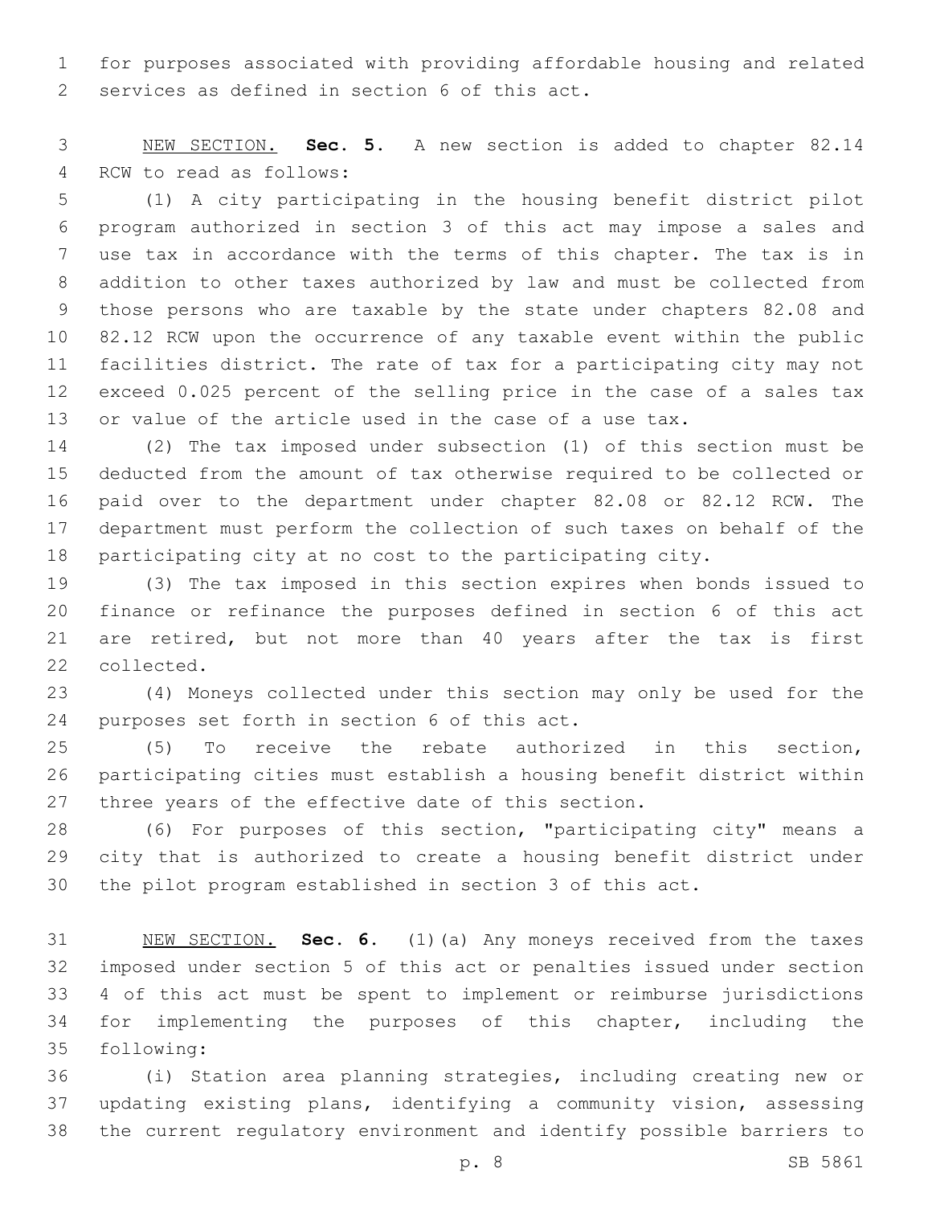for purposes associated with providing affordable housing and related services as defined in section 6 of this act.

NEW SECTION. **Sec. 5.** A new section is added to chapter 82.14 RCW to read as follows:

(1) A city participating in the housing benefit district pilot program authorized in section 3 of this act may impose a sales and use tax in accordance with the terms of this chapter. The tax is in addition to other taxes authorized by law and must be collected from those persons who are taxable by the state under chapters 82.08 and 82.12 RCW upon the occurrence of any taxable event within the public facilities district. The rate of tax for a participating city may not exceed 0.025 percent of the selling price in the case of a sales tax or value of the article used in the case of a use tax.

(2) The tax imposed under subsection (1) of this section must be deducted from the amount of tax otherwise required to be collected or paid over to the department under chapter 82.08 or 82.12 RCW. The department must perform the collection of such taxes on behalf of the participating city at no cost to the participating city.

(3) The tax imposed in this section expires when bonds issued to finance or refinance the purposes defined in section 6 of this act are retired, but not more than 40 years after the tax is first collected.

(4) Moneys collected under this section may only be used for the purposes set forth in section 6 of this act.

(5) To receive the rebate authorized in this section, participating cities must establish a housing benefit district within three years of the effective date of this section.

(6) For purposes of this section, "participating city" means a city that is authorized to create a housing benefit district under the pilot program established in section 3 of this act.

NEW SECTION. **Sec. 6.** (1)(a) Any moneys received from the taxes imposed under section 5 of this act or penalties issued under section 4 of this act must be spent to implement or reimburse jurisdictions for implementing the purposes of this chapter, including the following:

(i) Station area planning strategies, including creating new or updating existing plans, identifying a community vision, assessing the current regulatory environment and identify possible barriers to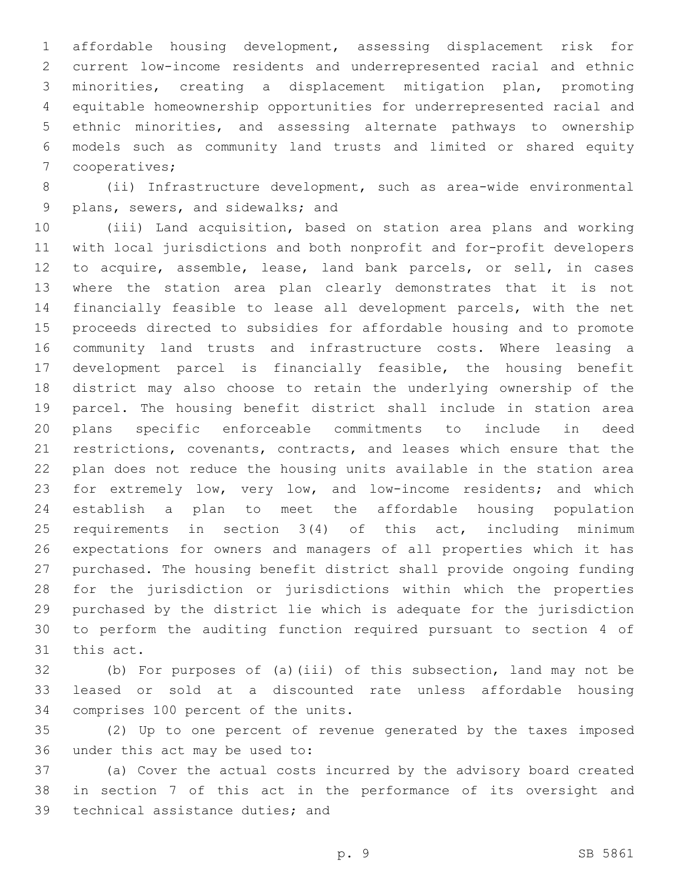affordable housing development, assessing displacement risk for current low-income residents and underrepresented racial and ethnic minorities, creating a displacement mitigation plan, promoting equitable homeownership opportunities for underrepresented racial and ethnic minorities, and assessing alternate pathways to ownership models such as community land trusts and limited or shared equity cooperatives;

(ii) Infrastructure development, such as area-wide environmental plans, sewers, and sidewalks; and

(iii) Land acquisition, based on station area plans and working with local jurisdictions and both nonprofit and for-profit developers to acquire, assemble, lease, land bank parcels, or sell, in cases where the station area plan clearly demonstrates that it is not financially feasible to lease all development parcels, with the net proceeds directed to subsidies for affordable housing and to promote community land trusts and infrastructure costs. Where leasing a development parcel is financially feasible, the housing benefit district may also choose to retain the underlying ownership of the parcel. The housing benefit district shall include in station area plans specific enforceable commitments to include in deed restrictions, covenants, contracts, and leases which ensure that the plan does not reduce the housing units available in the station area for extremely low, very low, and low-income residents; and which establish a plan to meet the affordable housing population requirements in section 3(4) of this act, including minimum expectations for owners and managers of all properties which it has purchased. The housing benefit district shall provide ongoing funding for the jurisdiction or jurisdictions within which the properties purchased by the district lie which is adequate for the jurisdiction to perform the auditing function required pursuant to section 4 of this act.

(b) For purposes of (a)(iii) of this subsection, land may not be leased or sold at a discounted rate unless affordable housing comprises 100 percent of the units.

(2) Up to one percent of revenue generated by the taxes imposed under this act may be used to:

(a) Cover the actual costs incurred by the advisory board created in section 7 of this act in the performance of its oversight and technical assistance duties; and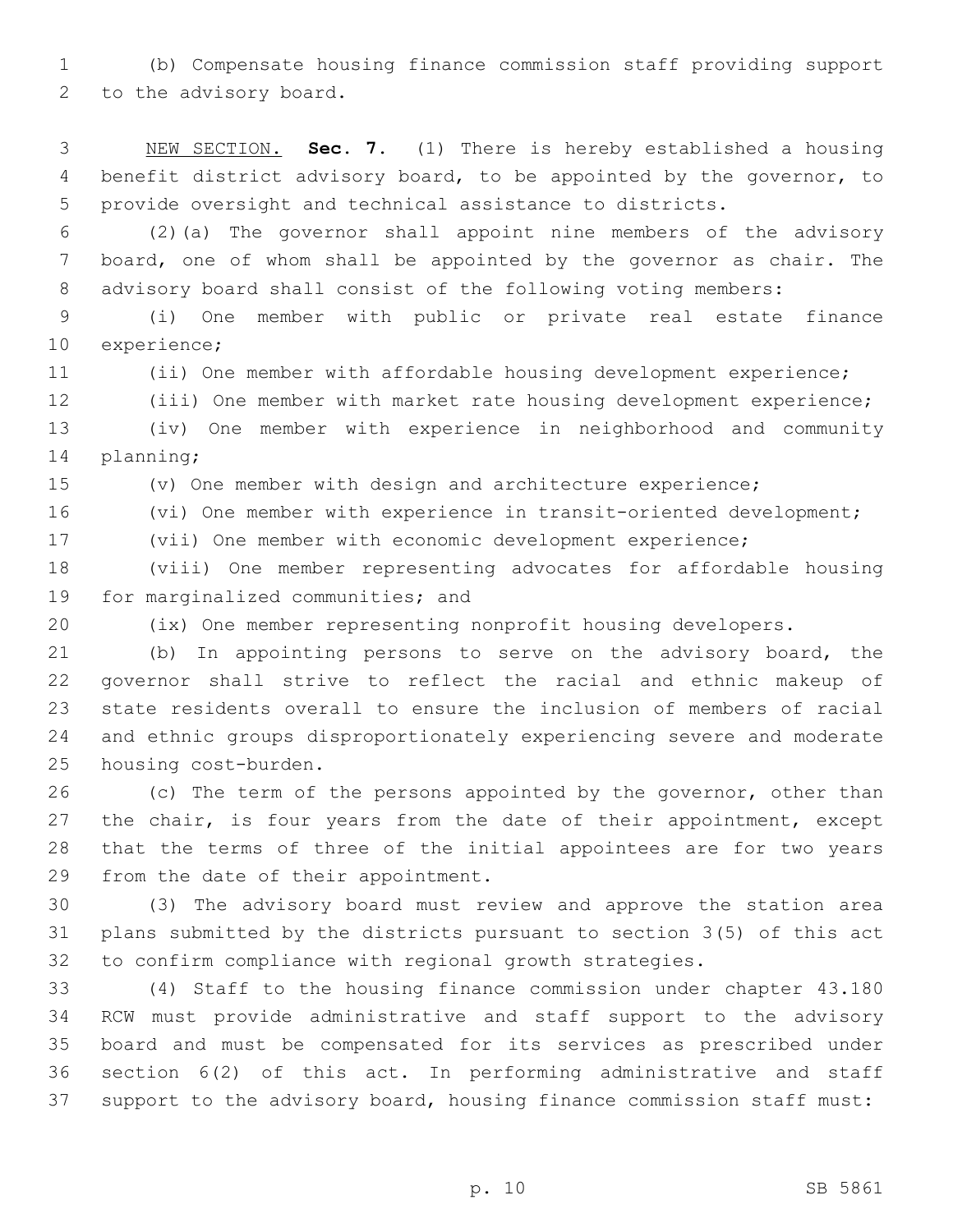(b) Compensate housing finance commission staff providing support to the advisory board.

NEW SECTION. **Sec. 7.** (1) There is hereby established a housing benefit district advisory board, to be appointed by the governor, to provide oversight and technical assistance to districts.

(2)(a) The governor shall appoint nine members of the advisory board, one of whom shall be appointed by the governor as chair. The advisory board shall consist of the following voting members:

(i) One member with public or private real estate finance experience;

(ii) One member with affordable housing development experience;

(iii) One member with market rate housing development experience;

(iv) One member with experience in neighborhood and community planning;

(v) One member with design and architecture experience;

(vi) One member with experience in transit-oriented development;

(vii) One member with economic development experience;

(viii) One member representing advocates for affordable housing for marginalized communities; and

(ix) One member representing nonprofit housing developers.

(b) In appointing persons to serve on the advisory board, the governor shall strive to reflect the racial and ethnic makeup of state residents overall to ensure the inclusion of members of racial and ethnic groups disproportionately experiencing severe and moderate housing cost-burden.

(c) The term of the persons appointed by the governor, other than the chair, is four years from the date of their appointment, except that the terms of three of the initial appointees are for two years from the date of their appointment.

(3) The advisory board must review and approve the station area plans submitted by the districts pursuant to section 3(5) of this act to confirm compliance with regional growth strategies.

(4) Staff to the housing finance commission under chapter 43.180 RCW must provide administrative and staff support to the advisory board and must be compensated for its services as prescribed under section 6(2) of this act. In performing administrative and staff support to the advisory board, housing finance commission staff must: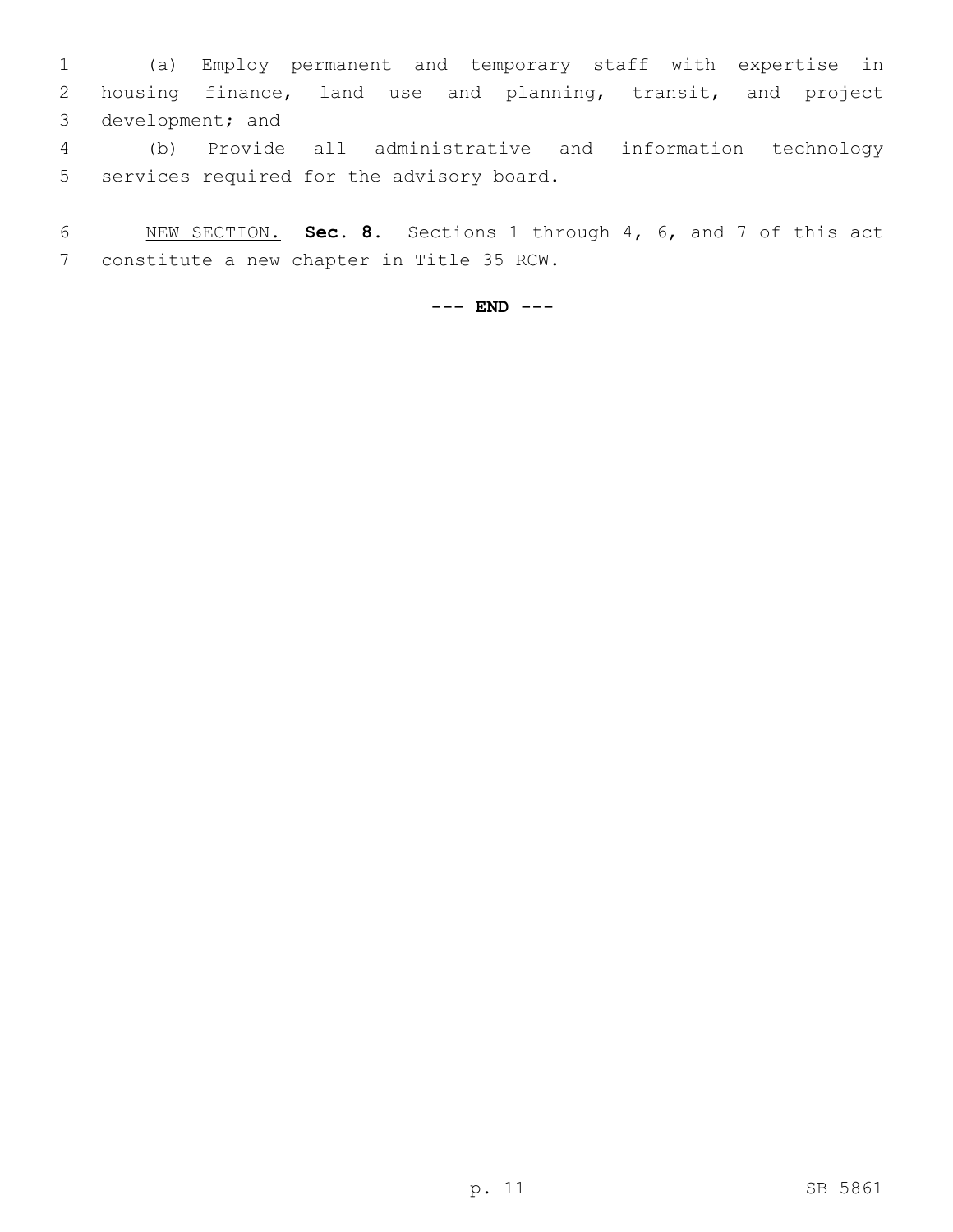(a) Employ permanent and temporary staff with expertise in housing finance, land use and planning, transit, and project development; and

(b) Provide all administrative and information technology services required for the advisory board.

NEW SECTION. **Sec. 8.** Sections 1 through 4, 6, and 7 of this act constitute a new chapter in Title 35 RCW.

**--- END ---**